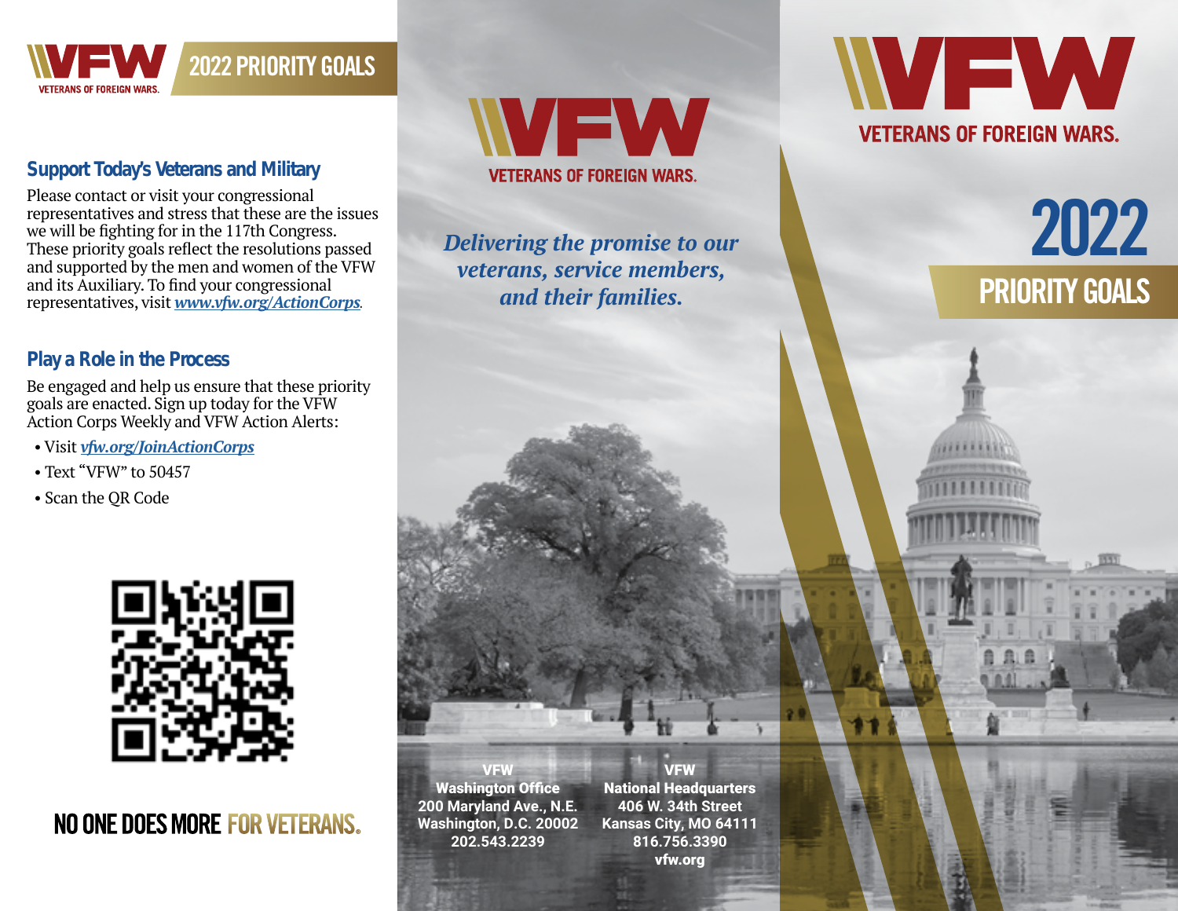VFW VETERANS OF FOREIGN WARS.

## 2022 PRIORITY GOALS

### Support Today's Veterans and Military

Please contact or visit your congressional representatives and stress that these are the issues we will be fighting for in the 117th Congress. These priority goals reflect the resolutions passed and supported by the men and women of the VFW and its Auxiliary. To find your congressional representatives, visit ***www.vfw.org/ActionCorps***.

### Play a Role in the Process

Be engaged and help us ensure that these priority goals are enacted. Sign up today for the VFW Action Corps Weekly and VFW Action Alerts:

- Visit ***vfw.org/JoinActionCorps***
- Text "VFW" to 50457
- Scan the QR Code

**NO ONE DOES MORE FOR VETERANS.**

VFW VETERANS OF FOREIGN WARS.

*Delivering the promise to our veterans, service members, and their families.*

**VFW**
**Washington Office**
**200 Maryland Ave., N.E.**
**Washington, D.C. 20002**
**202.543.2239**

**VFW**
**National Headquarters**
**406 W. 34th Street**
**Kansas City, MO 64111**
**816.756.3390**
**vfw.org**

VFW VETERANS OF FOREIGN WARS.

# 2022 PRIORITY GOALS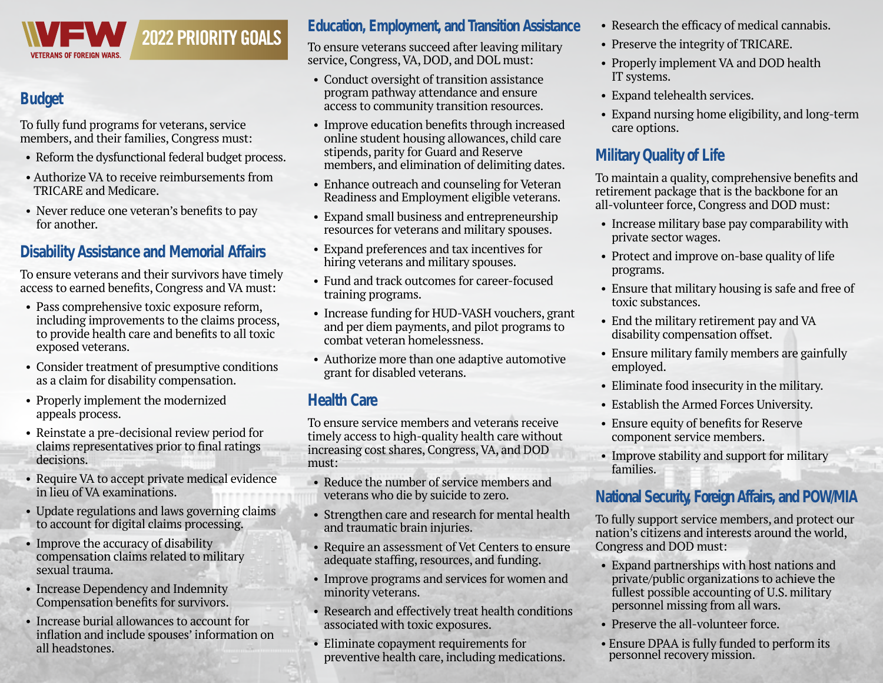VFW VETERANS OF FOREIGN WARS.

# 2022 PRIORITY GOALS

## Budget

To fully fund programs for veterans, service members, and their families, Congress must:

- Reform the dysfunctional federal budget process.
- Authorize VA to receive reimbursements from TRICARE and Medicare.
- Never reduce one veteran's benefits to pay for another.

## Disability Assistance and Memorial Affairs

To ensure veterans and their survivors have timely access to earned benefits, Congress and VA must:

- Pass comprehensive toxic exposure reform, including improvements to the claims process, to provide health care and benefits to all toxic exposed veterans.
- Consider treatment of presumptive conditions as a claim for disability compensation.
- Properly implement the modernized appeals process.
- Reinstate a pre-decisional review period for claims representatives prior to final ratings decisions.
- Require VA to accept private medical evidence in lieu of VA examinations.
- Update regulations and laws governing claims to account for digital claims processing.
- Improve the accuracy of disability compensation claims related to military sexual trauma.
- Increase Dependency and Indemnity Compensation benefits for survivors.
- Increase burial allowances to account for inflation and include spouses' information on all headstones.

## Education, Employment, and Transition Assistance

To ensure veterans succeed after leaving military service, Congress, VA, DOD, and DOL must:

- Conduct oversight of transition assistance program pathway attendance and ensure access to community transition resources.
- Improve education benefits through increased online student housing allowances, child care stipends, parity for Guard and Reserve members, and elimination of delimiting dates.
- Enhance outreach and counseling for Veteran Readiness and Employment eligible veterans.
- Expand small business and entrepreneurship resources for veterans and military spouses.
- Expand preferences and tax incentives for hiring veterans and military spouses.
- Fund and track outcomes for career-focused training programs.
- Increase funding for HUD-VASH vouchers, grant and per diem payments, and pilot programs to combat veteran homelessness.
- Authorize more than one adaptive automotive grant for disabled veterans.

## Health Care

To ensure service members and veterans receive timely access to high-quality health care without increasing cost shares, Congress, VA, and DOD must:

- Reduce the number of service members and veterans who die by suicide to zero.
- Strengthen care and research for mental health and traumatic brain injuries.
- Require an assessment of Vet Centers to ensure adequate staffing, resources, and funding.
- Improve programs and services for women and minority veterans.
- Research and effectively treat health conditions associated with toxic exposures.
- Eliminate copayment requirements for preventive health care, including medications.
- Research the efficacy of medical cannabis.
- Preserve the integrity of TRICARE.
- Properly implement VA and DOD health IT systems.
- Expand telehealth services.
- Expand nursing home eligibility, and long-term care options.

## Military Quality of Life

To maintain a quality, comprehensive benefits and retirement package that is the backbone for an all-volunteer force, Congress and DOD must:

- Increase military base pay comparability with private sector wages.
- Protect and improve on-base quality of life programs.
- Ensure that military housing is safe and free of toxic substances.
- End the military retirement pay and VA disability compensation offset.
- Ensure military family members are gainfully employed.
- Eliminate food insecurity in the military.
- Establish the Armed Forces University.
- Ensure equity of benefits for Reserve component service members.
- Improve stability and support for military families.

## National Security, Foreign Affairs, and POW/MIA

To fully support service members, and protect our nation's citizens and interests around the world, Congress and DOD must:

- Expand partnerships with host nations and private/public organizations to achieve the fullest possible accounting of U.S. military personnel missing from all wars.
- Preserve the all-volunteer force.
- Ensure DPAA is fully funded to perform its personnel recovery mission.